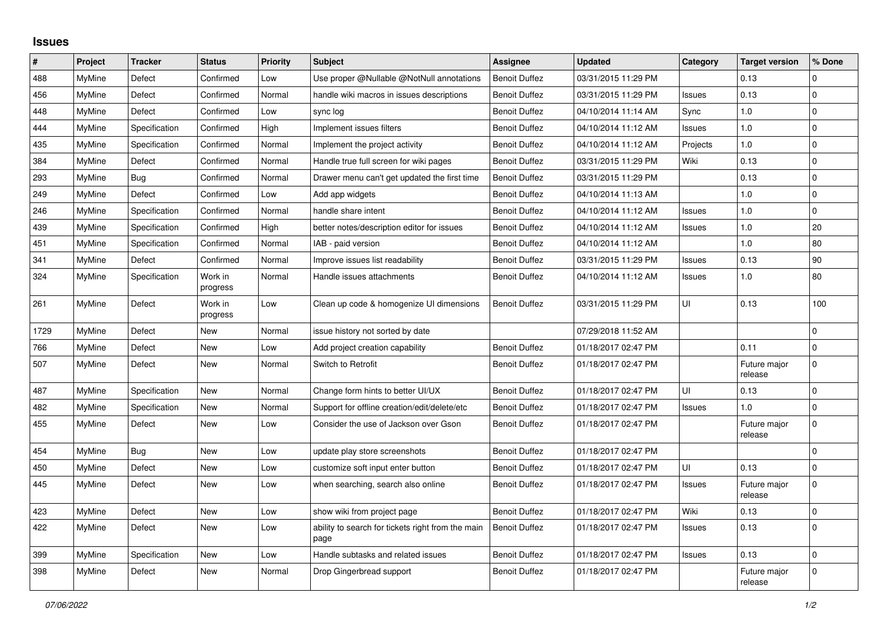# Issues

| # | Project | Tracker | Status | Priority | Subject | Assignee | Updated | Category | Target version | % Done |
|---|---|---|---|---|---|---|---|---|---|---|
| 488 | MyMine | Defect | Confirmed | Low | Use proper @Nullable @NotNull annotations | Benoit Duffez | 03/31/2015 11:29 PM | | 0.13 | 0 |
| 456 | MyMine | Defect | Confirmed | Normal | handle wiki macros in issues descriptions | Benoit Duffez | 03/31/2015 11:29 PM | Issues | 0.13 | 0 |
| 448 | MyMine | Defect | Confirmed | Low | sync log | Benoit Duffez | 04/10/2014 11:14 AM | Sync | 1.0 | 0 |
| 444 | MyMine | Specification | Confirmed | High | Implement issues filters | Benoit Duffez | 04/10/2014 11:12 AM | Issues | 1.0 | 0 |
| 435 | MyMine | Specification | Confirmed | Normal | Implement the project activity | Benoit Duffez | 04/10/2014 11:12 AM | Projects | 1.0 | 0 |
| 384 | MyMine | Defect | Confirmed | Normal | Handle true full screen for wiki pages | Benoit Duffez | 03/31/2015 11:29 PM | Wiki | 0.13 | 0 |
| 293 | MyMine | Bug | Confirmed | Normal | Drawer menu can't get updated the first time | Benoit Duffez | 03/31/2015 11:29 PM | | 0.13 | 0 |
| 249 | MyMine | Defect | Confirmed | Low | Add app widgets | Benoit Duffez | 04/10/2014 11:13 AM | | 1.0 | 0 |
| 246 | MyMine | Specification | Confirmed | Normal | handle share intent | Benoit Duffez | 04/10/2014 11:12 AM | Issues | 1.0 | 0 |
| 439 | MyMine | Specification | Confirmed | High | better notes/description editor for issues | Benoit Duffez | 04/10/2014 11:12 AM | Issues | 1.0 | 20 |
| 451 | MyMine | Specification | Confirmed | Normal | IAB - paid version | Benoit Duffez | 04/10/2014 11:12 AM | | 1.0 | 80 |
| 341 | MyMine | Defect | Confirmed | Normal | Improve issues list readability | Benoit Duffez | 03/31/2015 11:29 PM | Issues | 0.13 | 90 |
| 324 | MyMine | Specification | Work in progress | Normal | Handle issues attachments | Benoit Duffez | 04/10/2014 11:12 AM | Issues | 1.0 | 80 |
| 261 | MyMine | Defect | Work in progress | Low | Clean up code & homogenize UI dimensions | Benoit Duffez | 03/31/2015 11:29 PM | UI | 0.13 | 100 |
| 1729 | MyMine | Defect | New | Normal | issue history not sorted by date | | 07/29/2018 11:52 AM | | | 0 |
| 766 | MyMine | Defect | New | Low | Add project creation capability | Benoit Duffez | 01/18/2017 02:47 PM | | 0.11 | 0 |
| 507 | MyMine | Defect | New | Normal | Switch to Retrofit | Benoit Duffez | 01/18/2017 02:47 PM | | Future major release | 0 |
| 487 | MyMine | Specification | New | Normal | Change form hints to better UI/UX | Benoit Duffez | 01/18/2017 02:47 PM | UI | 0.13 | 0 |
| 482 | MyMine | Specification | New | Normal | Support for offline creation/edit/delete/etc | Benoit Duffez | 01/18/2017 02:47 PM | Issues | 1.0 | 0 |
| 455 | MyMine | Defect | New | Low | Consider the use of Jackson over Gson | Benoit Duffez | 01/18/2017 02:47 PM | | Future major release | 0 |
| 454 | MyMine | Bug | New | Low | update play store screenshots | Benoit Duffez | 01/18/2017 02:47 PM | | | 0 |
| 450 | MyMine | Defect | New | Low | customize soft input enter button | Benoit Duffez | 01/18/2017 02:47 PM | UI | 0.13 | 0 |
| 445 | MyMine | Defect | New | Low | when searching, search also online | Benoit Duffez | 01/18/2017 02:47 PM | Issues | Future major release | 0 |
| 423 | MyMine | Defect | New | Low | show wiki from project page | Benoit Duffez | 01/18/2017 02:47 PM | Wiki | 0.13 | 0 |
| 422 | MyMine | Defect | New | Low | ability to search for tickets right from the main page | Benoit Duffez | 01/18/2017 02:47 PM | Issues | 0.13 | 0 |
| 399 | MyMine | Specification | New | Low | Handle subtasks and related issues | Benoit Duffez | 01/18/2017 02:47 PM | Issues | 0.13 | 0 |
| 398 | MyMine | Defect | New | Normal | Drop Gingerbread support | Benoit Duffez | 01/18/2017 02:47 PM | | Future major release | 0 |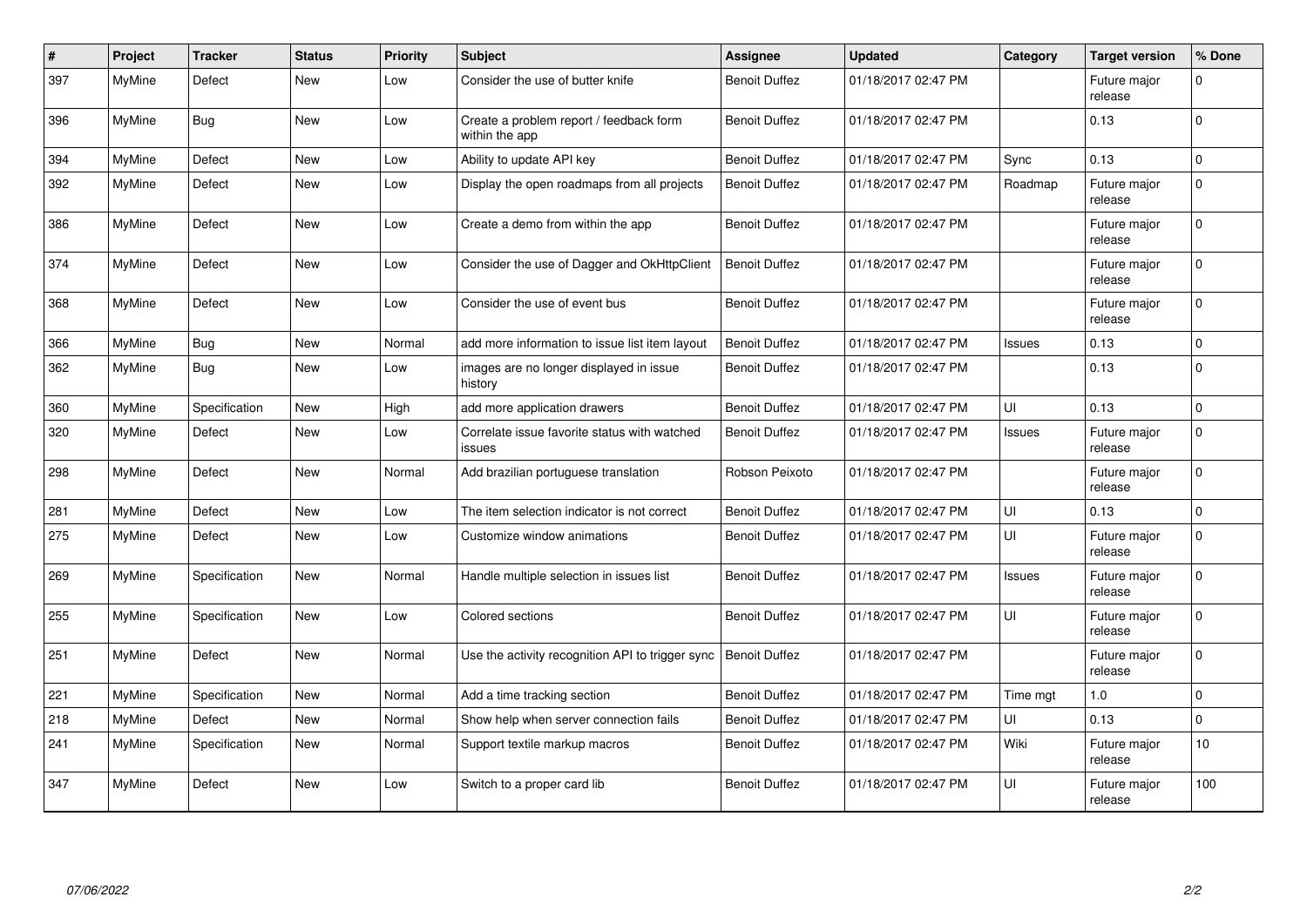| # | Project | Tracker | Status | Priority | Subject | Assignee | Updated | Category | Target version | % Done |
|---|---|---|---|---|---|---|---|---|---|---|
| 397 | MyMine | Defect | New | Low | Consider the use of butter knife | Benoit Duffez | 01/18/2017 02:47 PM | | Future major release | 0 |
| 396 | MyMine | Bug | New | Low | Create a problem report / feedback form within the app | Benoit Duffez | 01/18/2017 02:47 PM | | 0.13 | 0 |
| 394 | MyMine | Defect | New | Low | Ability to update API key | Benoit Duffez | 01/18/2017 02:47 PM | Sync | 0.13 | 0 |
| 392 | MyMine | Defect | New | Low | Display the open roadmaps from all projects | Benoit Duffez | 01/18/2017 02:47 PM | Roadmap | Future major release | 0 |
| 386 | MyMine | Defect | New | Low | Create a demo from within the app | Benoit Duffez | 01/18/2017 02:47 PM | | Future major release | 0 |
| 374 | MyMine | Defect | New | Low | Consider the use of Dagger and OkHttpClient | Benoit Duffez | 01/18/2017 02:47 PM | | Future major release | 0 |
| 368 | MyMine | Defect | New | Low | Consider the use of event bus | Benoit Duffez | 01/18/2017 02:47 PM | | Future major release | 0 |
| 366 | MyMine | Bug | New | Normal | add more information to issue list item layout | Benoit Duffez | 01/18/2017 02:47 PM | Issues | 0.13 | 0 |
| 362 | MyMine | Bug | New | Low | images are no longer displayed in issue history | Benoit Duffez | 01/18/2017 02:47 PM | | 0.13 | 0 |
| 360 | MyMine | Specification | New | High | add more application drawers | Benoit Duffez | 01/18/2017 02:47 PM | UI | 0.13 | 0 |
| 320 | MyMine | Defect | New | Low | Correlate issue favorite status with watched issues | Benoit Duffez | 01/18/2017 02:47 PM | Issues | Future major release | 0 |
| 298 | MyMine | Defect | New | Normal | Add brazilian portuguese translation | Robson Peixoto | 01/18/2017 02:47 PM | | Future major release | 0 |
| 281 | MyMine | Defect | New | Low | The item selection indicator is not correct | Benoit Duffez | 01/18/2017 02:47 PM | UI | 0.13 | 0 |
| 275 | MyMine | Defect | New | Low | Customize window animations | Benoit Duffez | 01/18/2017 02:47 PM | UI | Future major release | 0 |
| 269 | MyMine | Specification | New | Normal | Handle multiple selection in issues list | Benoit Duffez | 01/18/2017 02:47 PM | Issues | Future major release | 0 |
| 255 | MyMine | Specification | New | Low | Colored sections | Benoit Duffez | 01/18/2017 02:47 PM | UI | Future major release | 0 |
| 251 | MyMine | Defect | New | Normal | Use the activity recognition API to trigger sync | Benoit Duffez | 01/18/2017 02:47 PM | | Future major release | 0 |
| 221 | MyMine | Specification | New | Normal | Add a time tracking section | Benoit Duffez | 01/18/2017 02:47 PM | Time mgt | 1.0 | 0 |
| 218 | MyMine | Defect | New | Normal | Show help when server connection fails | Benoit Duffez | 01/18/2017 02:47 PM | UI | 0.13 | 0 |
| 241 | MyMine | Specification | New | Normal | Support textile markup macros | Benoit Duffez | 01/18/2017 02:47 PM | Wiki | Future major release | 10 |
| 347 | MyMine | Defect | New | Low | Switch to a proper card lib | Benoit Duffez | 01/18/2017 02:47 PM | UI | Future major release | 100 |